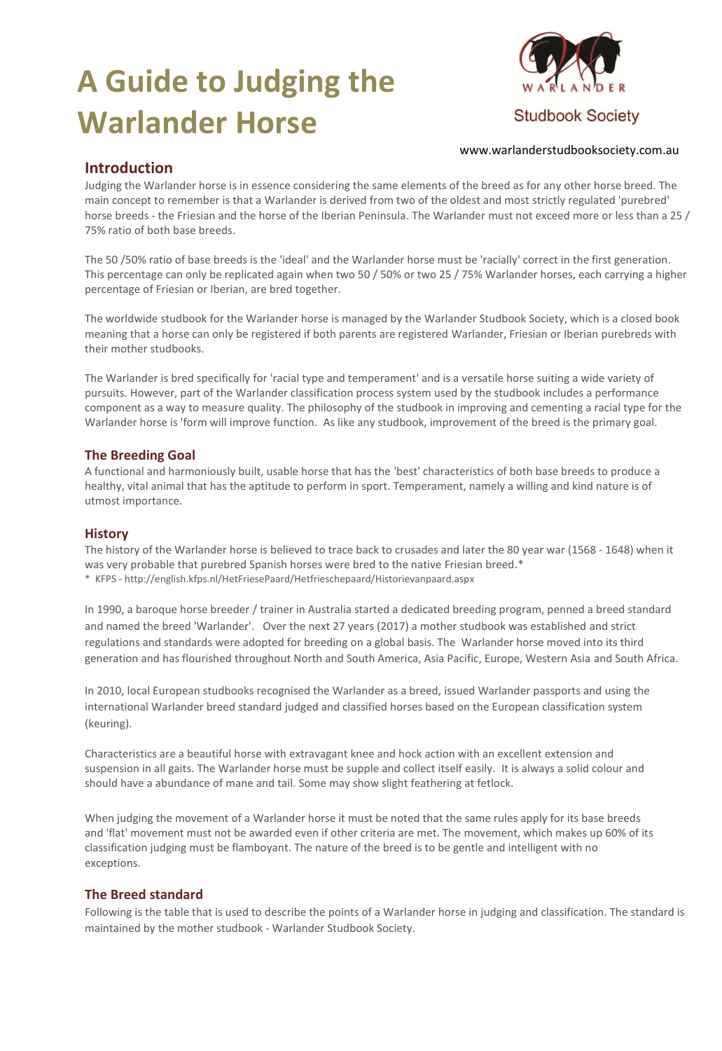# A Guide to Judging the Warlander Horse

WARLANDER

Studbook Society

www.warlanderstudbooksociety.com.au

## Introduction

Judging the Warlander horse is in essence considering the same elements of the breed as for any other horse breed. The main concept to remember is that a Warlander is derived from two of the oldest and most strictly regulated 'purebred' horse breeds - the Friesian and the horse of the Iberian Peninsula. The Warlander must not exceed more or less than a 25 / 75% ratio of both base breeds.

The 50 /50% ratio of base breeds is the 'ideal' and the Warlander horse must be 'racially' correct in the first generation. This percentage can only be replicated again when two 50 / 50% or two 25 / 75% Warlander horses, each carrying a higher percentage of Friesian or Iberian, are bred together.

The worldwide studbook for the Warlander horse is managed by the Warlander Studbook Society, which is a closed book meaning that a horse can only be registered if both parents are registered Warlander, Friesian or Iberian purebreds with their mother studbooks.

The Warlander is bred specifically for 'racial type and temperament' and is a versatile horse suiting a wide variety of pursuits. However, part of the Warlander classification process system used by the studbook includes a performance component as a way to measure quality. The philosophy of the studbook in improving and cementing a racial type for the Warlander horse is 'form will improve function. As like any studbook, improvement of the breed is the primary goal.

### The Breeding Goal

A functional and harmoniously built, usable horse that has the 'best' characteristics of both base breeds to produce a healthy, vital animal that has the aptitude to perform in sport. Temperament, namely a willing and kind nature is of utmost importance.

### History

The history of the Warlander horse is believed to trace back to crusades and later the 80 year war (1568 - 1648) when it was very probable that purebred Spanish horses were bred to the native Friesian breed.*

* KFPS - http://english.kfps.nl/HetFriesePaard/Hetfrieschepaard/Historievanpaard.aspx

In 1990, a baroque horse breeder / trainer in Australia started a dedicated breeding program, penned a breed standard and named the breed 'Warlander'. Over the next 27 years (2017) a mother studbook was established and strict regulations and standards were adopted for breeding on a global basis. The Warlander horse moved into its third generation and has flourished throughout North and South America, Asia Pacific, Europe, Western Asia and South Africa.

In 2010, local European studbooks recognised the Warlander as a breed, issued Warlander passports and using the international Warlander breed standard judged and classified horses based on the European classification system (keuring).

Characteristics are a beautiful horse with extravagant knee and hock action with an excellent extension and suspension in all gaits. The Warlander horse must be supple and collect itself easily. It is always a solid colour and should have a abundance of mane and tail. Some may show slight feathering at fetlock.

When judging the movement of a Warlander horse it must be noted that the same rules apply for its base breeds and 'flat' movement must not be awarded even if other criteria are met. The movement, which makes up 60% of its classification judging must be flamboyant. The nature of the breed is to be gentle and intelligent with no exceptions.

### The Breed standard

Following is the table that is used to describe the points of a Warlander horse in judging and classification. The standard is maintained by the mother studbook - Warlander Studbook Society.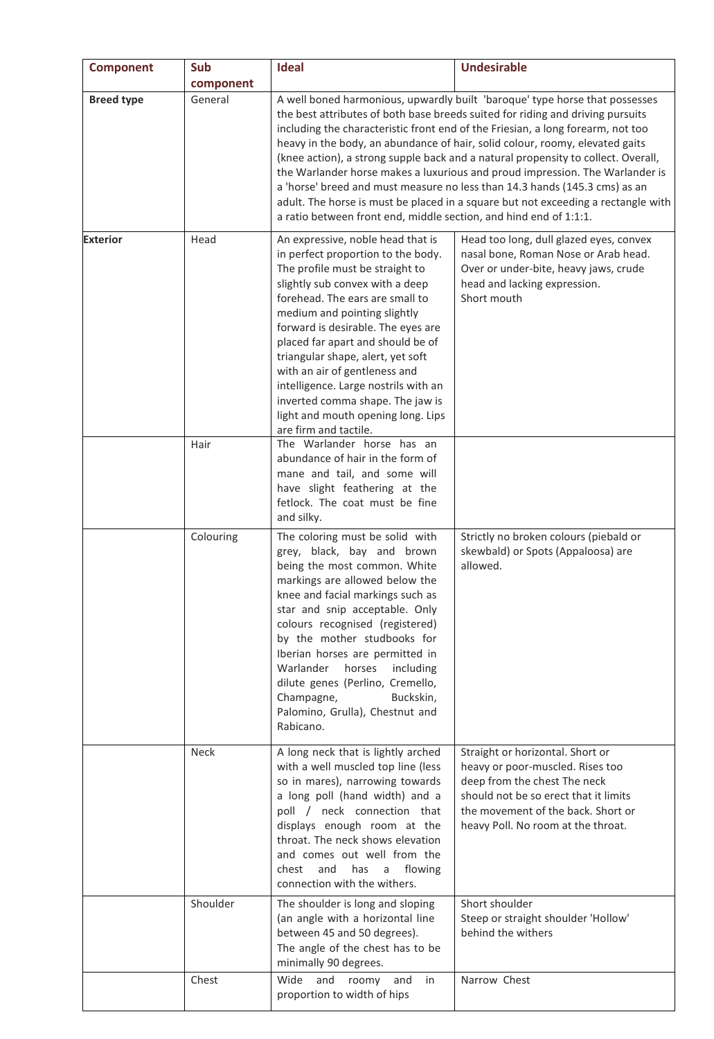| Component | Sub component | Ideal | Undesirable |
|---|---|---|---|
| **Breed type** | General | A well boned harmonious, upwardly built 'baroque' type horse that possesses the best attributes of both base breeds suited for riding and driving pursuits including the characteristic front end of the Friesian, a long forearm, not too heavy in the body, an abundance of hair, solid colour, roomy, elevated gaits (knee action), a strong supple back and a natural propensity to collect. Overall, the Warlander horse makes a luxurious and proud impression. The Warlander is a 'horse' breed and must measure no less than 14.3 hands (145.3 cms) as an adult. The horse is must be placed in a square but not exceeding a rectangle with a ratio between front end, middle section, and hind end of 1:1:1. | |
| **Exterior** | Head | An expressive, noble head that is in perfect proportion to the body. The profile must be straight to slightly sub convex with a deep forehead. The ears are small to medium and pointing slightly forward is desirable. The eyes are placed far apart and should be of triangular shape, alert, yet soft with an air of gentleness and intelligence. Large nostrils with an inverted comma shape. The jaw is light and mouth opening long. Lips are firm and tactile. | Head too long, dull glazed eyes, convex nasal bone, Roman Nose or Arab head. Over or under-bite, heavy jaws, crude head and lacking expression.<br>Short mouth |
| | Hair | The Warlander horse has an abundance of hair in the form of mane and tail, and some will have slight feathering at the fetlock. The coat must be fine and silky. | |
| | Colouring | The coloring must be solid with grey, black, bay and brown being the most common. White markings are allowed below the knee and facial markings such as star and snip acceptable. Only colours recognised (registered) by the mother studbooks for Iberian horses are permitted in Warlander horses including dilute genes (Perlino, Cremello, Champagne, Buckskin, Palomino, Grulla), Chestnut and Rabicano. | Strictly no broken colours (piebald or skewbald) or Spots (Appaloosa) are allowed. |
| | Neck | A long neck that is lightly arched with a well muscled top line (less so in mares), narrowing towards a long poll (hand width) and a poll / neck connection that displays enough room at the throat. The neck shows elevation and comes out well from the chest and has a flowing connection with the withers. | Straight or horizontal. Short or heavy or poor-muscled. Rises too deep from the chest The neck should not be so erect that it limits the movement of the back. Short or heavy Poll. No room at the throat. |
| | Shoulder | The shoulder is long and sloping (an angle with a horizontal line between 45 and 50 degrees).<br>The angle of the chest has to be minimally 90 degrees. | Short shoulder<br>Steep or straight shoulder 'Hollow' behind the withers |
| | Chest | Wide and roomy and in proportion to width of hips | Narrow Chest |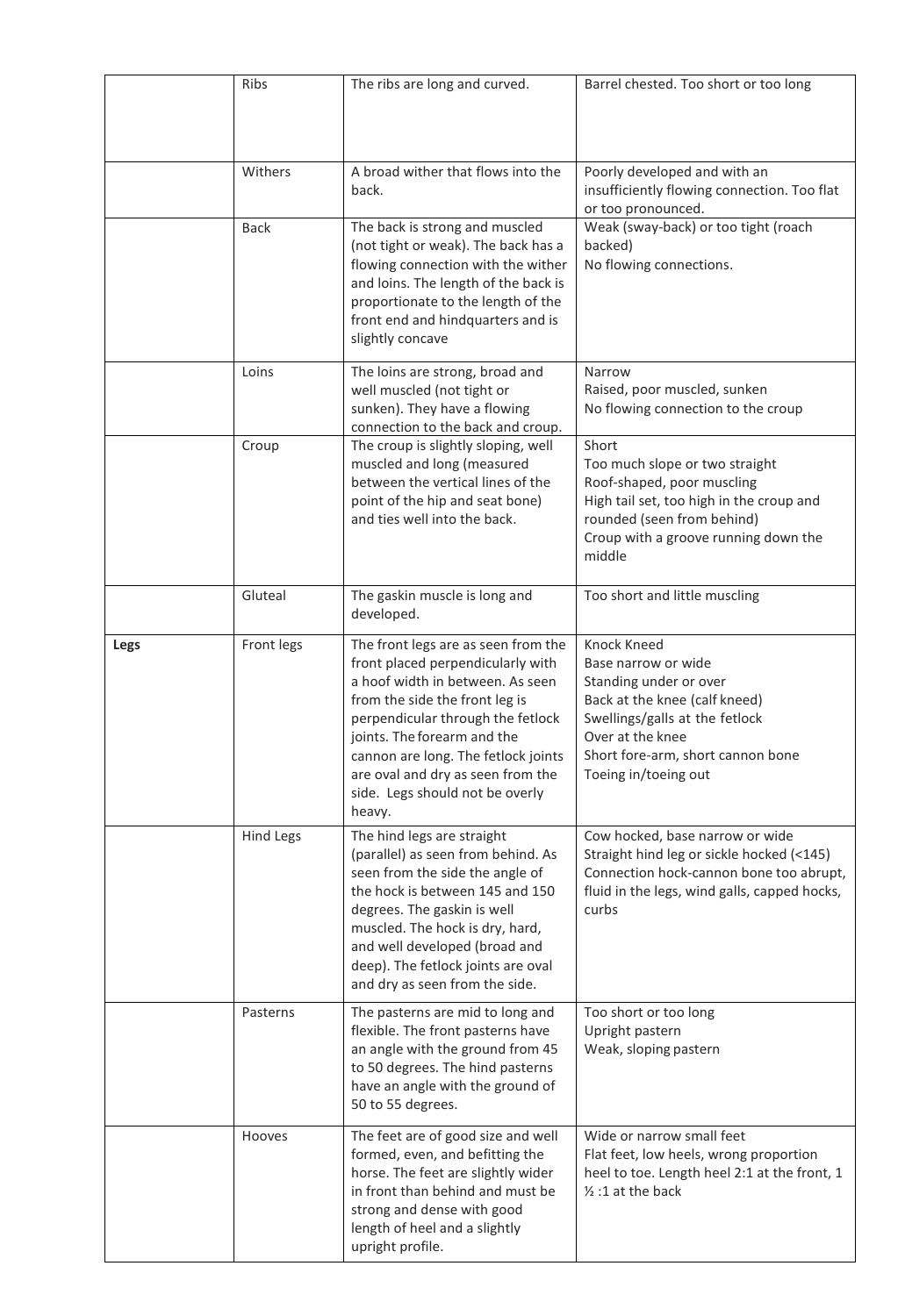| | | | |
|---|---|---|---|
| | Ribs | The ribs are long and curved. | Barrel chested. Too short or too long |
| | Withers | A broad wither that flows into the back. | Poorly developed and with an insufficiently flowing connection. Too flat or too pronounced. |
| | Back | The back is strong and muscled (not tight or weak). The back has a flowing connection with the wither and loins. The length of the back is proportionate to the length of the front end and hindquarters and is slightly concave | Weak (sway-back) or too tight (roach backed)<br>No flowing connections. |
| | Loins | The loins are strong, broad and well muscled (not tight or sunken). They have a flowing connection to the back and croup. | Narrow<br>Raised, poor muscled, sunken<br>No flowing connection to the croup |
| | Croup | The croup is slightly sloping, well muscled and long (measured between the vertical lines of the point of the hip and seat bone) and ties well into the back. | Short<br>Too much slope or two straight<br>Roof-shaped, poor muscling<br>High tail set, too high in the croup and rounded (seen from behind)<br>Croup with a groove running down the middle |
| | Gluteal | The gaskin muscle is long and developed. | Too short and little muscling |
| **Legs** | Front legs | The front legs are as seen from the front placed perpendicularly with a hoof width in between. As seen from the side the front leg is perpendicular through the fetlock joints. The forearm and the cannon are long. The fetlock joints are oval and dry as seen from the side. Legs should not be overly heavy. | Knock Kneed<br>Base narrow or wide<br>Standing under or over<br>Back at the knee (calf kneed)<br>Swellings/galls at the fetlock<br>Over at the knee<br>Short fore-arm, short cannon bone<br>Toeing in/toeing out |
| | Hind Legs | The hind legs are straight (parallel) as seen from behind. As seen from the side the angle of the hock is between 145 and 150 degrees. The gaskin is well muscled. The hock is dry, hard, and well developed (broad and deep). The fetlock joints are oval and dry as seen from the side. | Cow hocked, base narrow or wide<br>Straight hind leg or sickle hocked (<145)<br>Connection hock-cannon bone too abrupt, fluid in the legs, wind galls, capped hocks, curbs |
| | Pasterns | The pasterns are mid to long and flexible. The front pasterns have an angle with the ground from 45 to 50 degrees. The hind pasterns have an angle with the ground of 50 to 55 degrees. | Too short or too long<br>Upright pastern<br>Weak, sloping pastern |
| | Hooves | The feet are of good size and well formed, even, and befitting the horse. The feet are slightly wider in front than behind and must be strong and dense with good length of heel and a slightly upright profile. | Wide or narrow small feet<br>Flat feet, low heels, wrong proportion heel to toe. Length heel 2:1 at the front, 1 ½ :1 at the back |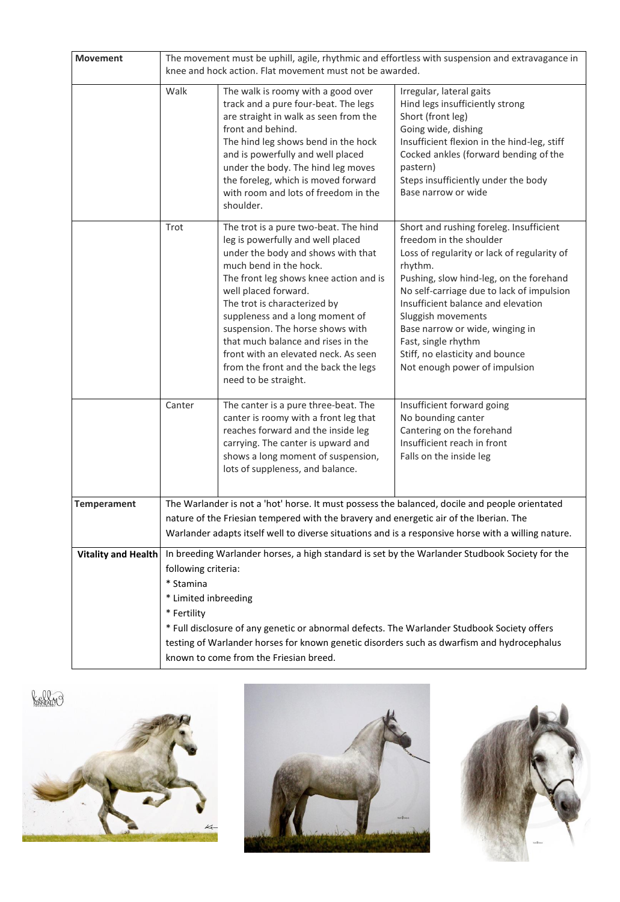| | | | |
|---|---|---|---|
| **Movement** | The movement must be uphill, agile, rhythmic and effortless with suspension and extravagance in knee and hock action. Flat movement must not be awarded. | | |
| | Walk | The walk is roomy with a good over track and a pure four-beat. The legs are straight in walk as seen from the front and behind.<br>The hind leg shows bend in the hock and is powerfully and well placed under the body. The hind leg moves the foreleg, which is moved forward with room and lots of freedom in the shoulder. | Irregular, lateral gaits<br>Hind legs insufficiently strong<br>Short (front leg)<br>Going wide, dishing<br>Insufficient flexion in the hind-leg, stiff<br>Cocked ankles (forward bending of the pastern)<br>Steps insufficiently under the body<br>Base narrow or wide |
| | Trot | The trot is a pure two-beat. The hind leg is powerfully and well placed under the body and shows with that much bend in the hock.<br>The front leg shows knee action and is well placed forward.<br>The trot is characterized by suppleness and a long moment of suspension. The horse shows with that much balance and rises in the front with an elevated neck. As seen from the front and the back the legs need to be straight. | Short and rushing foreleg. Insufficient freedom in the shoulder<br>Loss of regularity or lack of regularity of rhythm.<br>Pushing, slow hind-leg, on the forehand<br>No self-carriage due to lack of impulsion<br>Insufficient balance and elevation<br>Sluggish movements<br>Base narrow or wide, winging in<br>Fast, single rhythm<br>Stiff, no elasticity and bounce<br>Not enough power of impulsion |
| | Canter | The canter is a pure three-beat. The canter is roomy with a front leg that reaches forward and the inside leg carrying. The canter is upward and shows a long moment of suspension, lots of suppleness, and balance. | Insufficient forward going<br>No bounding canter<br>Cantering on the forehand<br>Insufficient reach in front<br>Falls on the inside leg |
| **Temperament** | The Warlander is not a 'hot' horse. It must possess the balanced, docile and people orientated nature of the Friesian tempered with the bravery and energetic air of the Iberian. The Warlander adapts itself well to diverse situations and is a responsive horse with a willing nature. | | |
| **Vitality and Health** | In breeding Warlander horses, a high standard is set by the Warlander Studbook Society for the following criteria:<br>* Stamina<br>* Limited inbreeding<br>* Fertility<br>* Full disclosure of any genetic or abnormal defects. The Warlander Studbook Society offers testing of Warlander horses for known genetic disorders such as dwarfism and hydrocephalus known to come from the Friesian breed. | | |